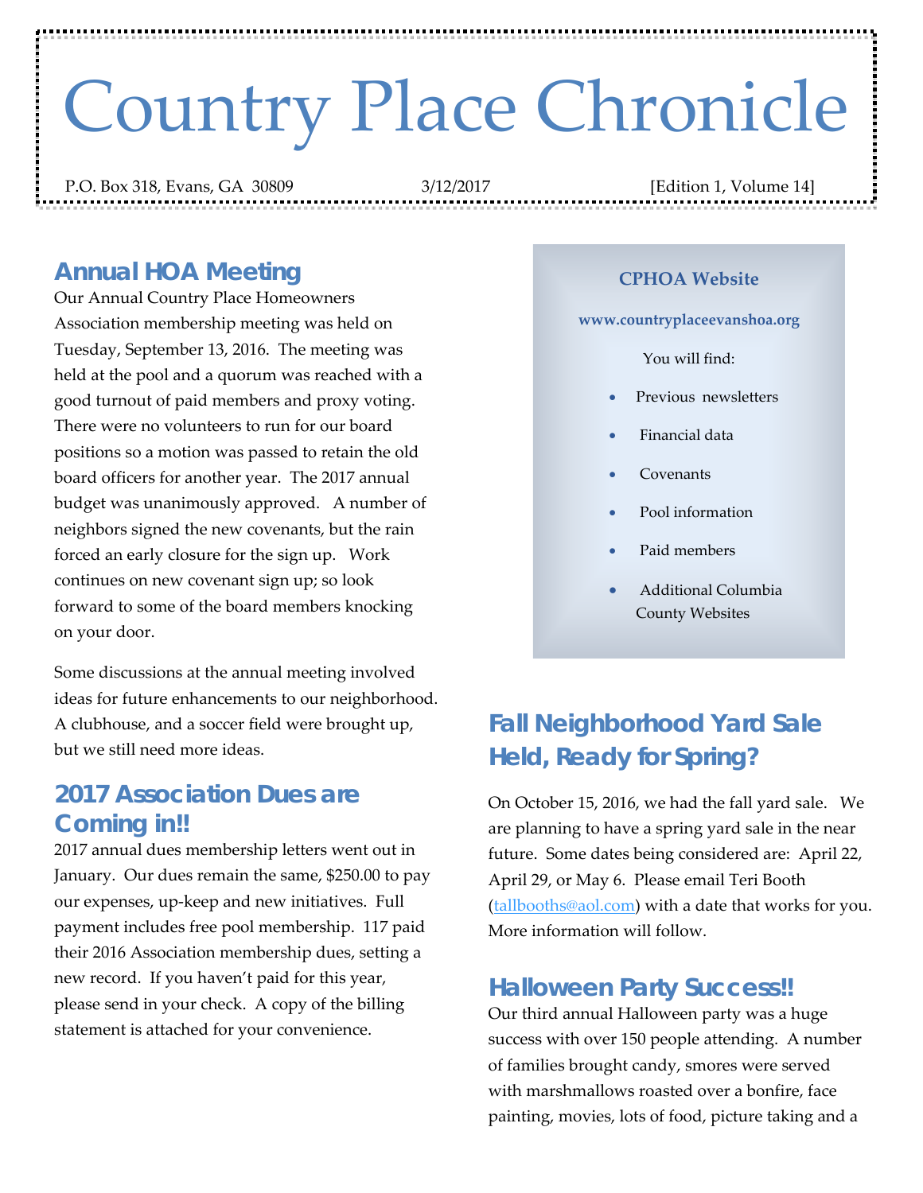# Country Place Chronicle

P.O. Box 318, Evans, GA 30809 3/12/2017 [Edition 1, Volume 14]

## Annual HOA Meeting

Our Annual Country Place Homeowners Association membership meeting was held on Tuesday, September 13, 2016. The meeting was held at the pool and a quorum was reached with a good turnout of paid members and proxy voting. There were no volunteers to run for our board positions so a motion was passed to retain the old board officers for another year. The 2017 annual budget was unanimously approved. A number of neighbors signed the new covenants, but the rain forced an early closure for the sign up. Work continues on new covenant sign up; so look forward to some of the board members knocking on your door.

Some discussions at the annual meeting involved ideas for future enhancements to our neighborhood. A clubhouse, and a soccer field were brought up, but we still need more ideas.

## 2017 Association Dues are Coming in!!

2017 annual dues membership letters went out in January. Our dues remain the same, $250.00 to pay our expenses, up-keep and new initiatives. Full payment includes free pool membership. 117 paid their 2016 Association membership dues, setting a new record. If you haven't paid for this year, please send in your check. A copy of the billing statement is attached for your convenience.

**CPHOA Website**

**www.countryplaceevanshoa.org**

You will find:

- Previous newsletters
- Financial data
- Covenants
- Pool information
- Paid members
- Additional Columbia County Websites

## Fall Neighborhood Yard Sale Held, Ready for Spring?

On October 15, 2016, we had the fall yard sale. We are planning to have a spring yard sale in the near future. Some dates being considered are: April 22, April 29, or May 6. Please email Teri Booth (tallbooths@aol.com) with a date that works for you. More information will follow.

## Halloween Party Success!!

Our third annual Halloween party was a huge success with over 150 people attending. A number of families brought candy, smores were served with marshmallows roasted over a bonfire, face painting, movies, lots of food, picture taking and a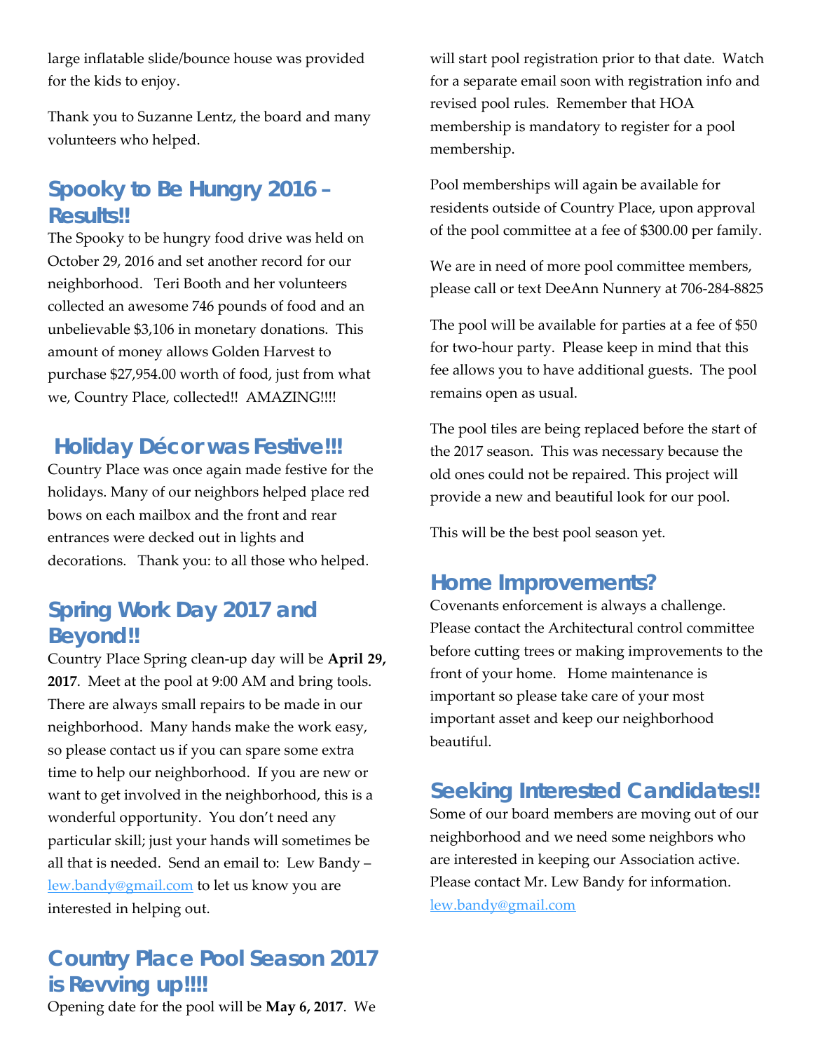large inflatable slide/bounce house was provided for the kids to enjoy.

Thank you to Suzanne Lentz, the board and many volunteers who helped.

## Spooky to Be Hungry 2016 – Results!!

The Spooky to be hungry food drive was held on October 29, 2016 and set another record for our neighborhood. Teri Booth and her volunteers collected an awesome 746 pounds of food and an unbelievable $3,106 in monetary donations. This amount of money allows Golden Harvest to purchase $27,954.00 worth of food, just from what we, Country Place, collected!! AMAZING!!!!

## Holiday Décor was Festive!!!

Country Place was once again made festive for the holidays. Many of our neighbors helped place red bows on each mailbox and the front and rear entrances were decked out in lights and decorations. Thank you: to all those who helped.

## Spring Work Day 2017 and Beyond!!

Country Place Spring clean-up day will be **April 29, 2017**. Meet at the pool at 9:00 AM and bring tools. There are always small repairs to be made in our neighborhood. Many hands make the work easy, so please contact us if you can spare some extra time to help our neighborhood. If you are new or want to get involved in the neighborhood, this is a wonderful opportunity. You don't need any particular skill; just your hands will sometimes be all that is needed. Send an email to: Lew Bandy – lew.bandy@gmail.com to let us know you are interested in helping out.

## Country Place Pool Season 2017 is Revving up!!!!

Opening date for the pool will be **May 6, 2017**. We will start pool registration prior to that date. Watch for a separate email soon with registration info and revised pool rules. Remember that HOA membership is mandatory to register for a pool membership.

Pool memberships will again be available for residents outside of Country Place, upon approval of the pool committee at a fee of $300.00 per family.

We are in need of more pool committee members, please call or text DeeAnn Nunnery at 706-284-8825

The pool will be available for parties at a fee of $50 for two-hour party. Please keep in mind that this fee allows you to have additional guests. The pool remains open as usual.

The pool tiles are being replaced before the start of the 2017 season. This was necessary because the old ones could not be repaired. This project will provide a new and beautiful look for our pool.

This will be the best pool season yet.

## Home Improvements?

Covenants enforcement is always a challenge. Please contact the Architectural control committee before cutting trees or making improvements to the front of your home. Home maintenance is important so please take care of your most important asset and keep our neighborhood beautiful.

## Seeking Interested Candidates!!

Some of our board members are moving out of our neighborhood and we need some neighbors who are interested in keeping our Association active. Please contact Mr. Lew Bandy for information. lew.bandy@gmail.com